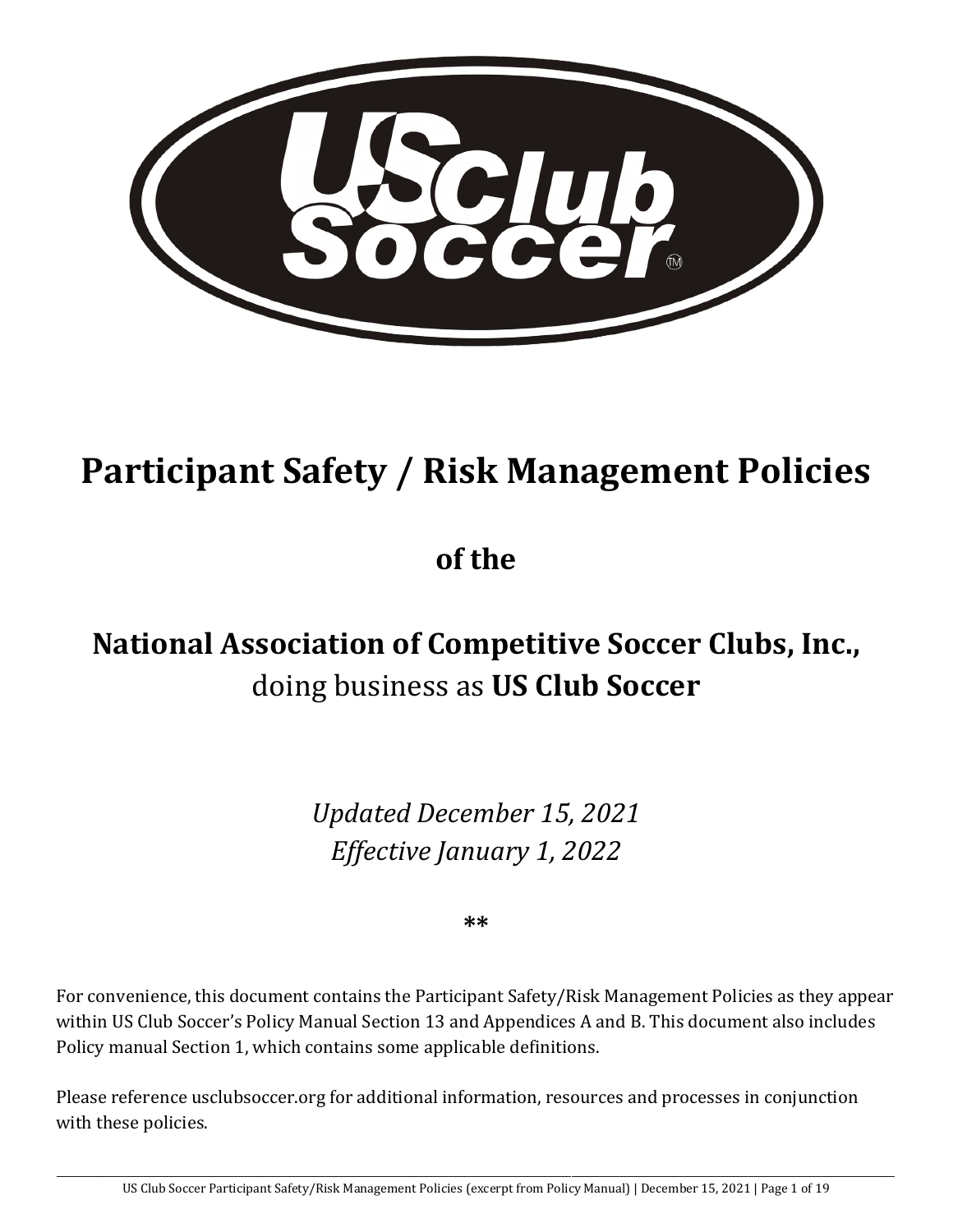# Participant Safety / Risk Management Policies

## of the

## National Association of Competitive Soccer Clubs, Inc., doing business as US Club Soccer

*Updated December 15, 2021*
*Effective January 1, 2022*

**

For convenience, this document contains the Participant Safety/Risk Management Policies as they appear within US Club Soccer's Policy Manual Section 13 and Appendices A and B. This document also includes Policy manual Section 1, which contains some applicable definitions.

Please reference usclubsoccer.org for additional information, resources and processes in conjunction with these policies.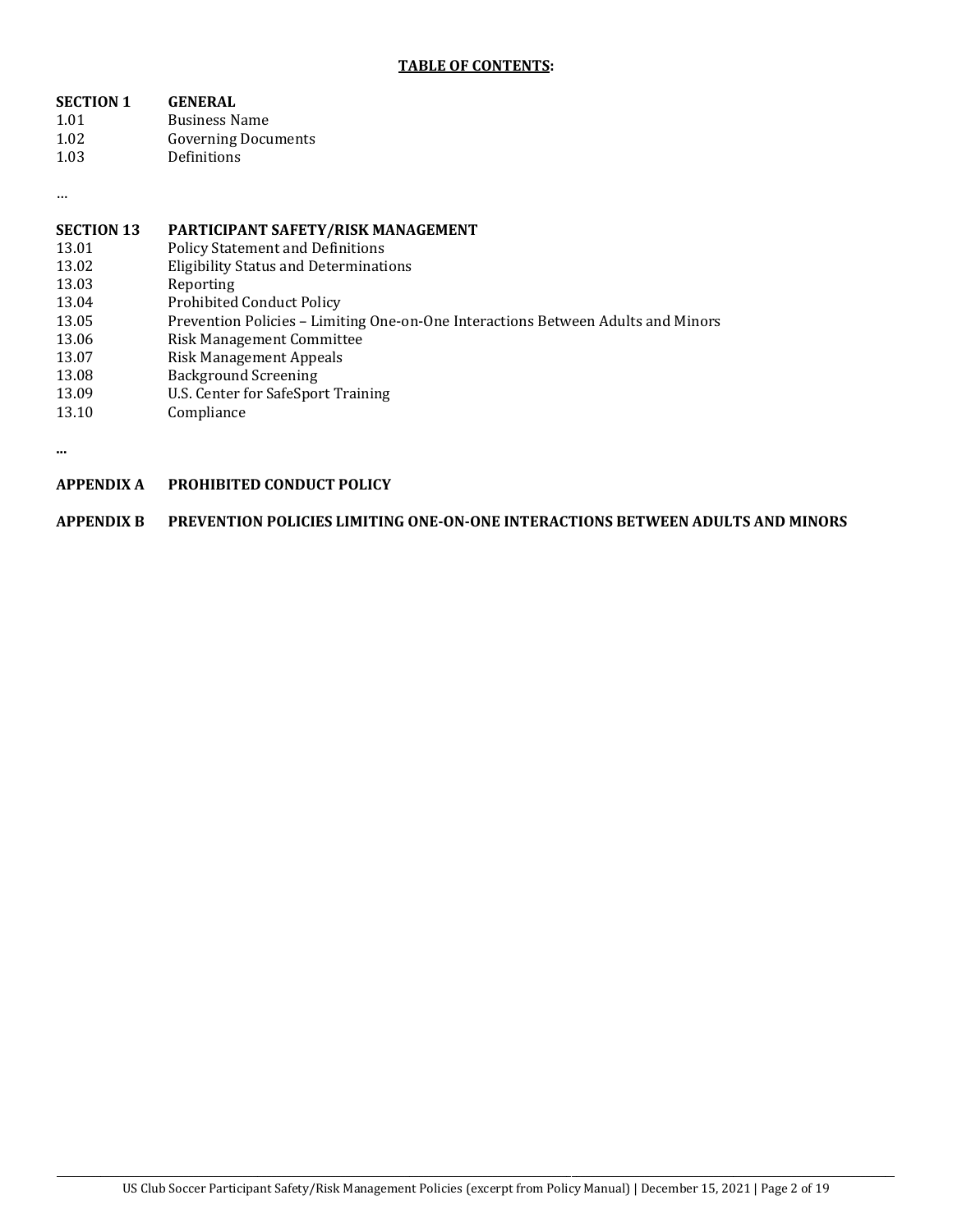## TABLE OF CONTENTS:

**SECTION 1 GENERAL**

1.01 Business Name
1.02 Governing Documents
1.03 Definitions

…

**SECTION 13 PARTICIPANT SAFETY/RISK MANAGEMENT**

13.01 Policy Statement and Definitions
13.02 Eligibility Status and Determinations
13.03 Reporting
13.04 Prohibited Conduct Policy
13.05 Prevention Policies – Limiting One-on-One Interactions Between Adults and Minors
13.06 Risk Management Committee
13.07 Risk Management Appeals
13.08 Background Screening
13.09 U.S. Center for SafeSport Training
13.10 Compliance

**...**

**APPENDIX A PROHIBITED CONDUCT POLICY**

**APPENDIX B PREVENTION POLICIES LIMITING ONE-ON-ONE INTERACTIONS BETWEEN ADULTS AND MINORS**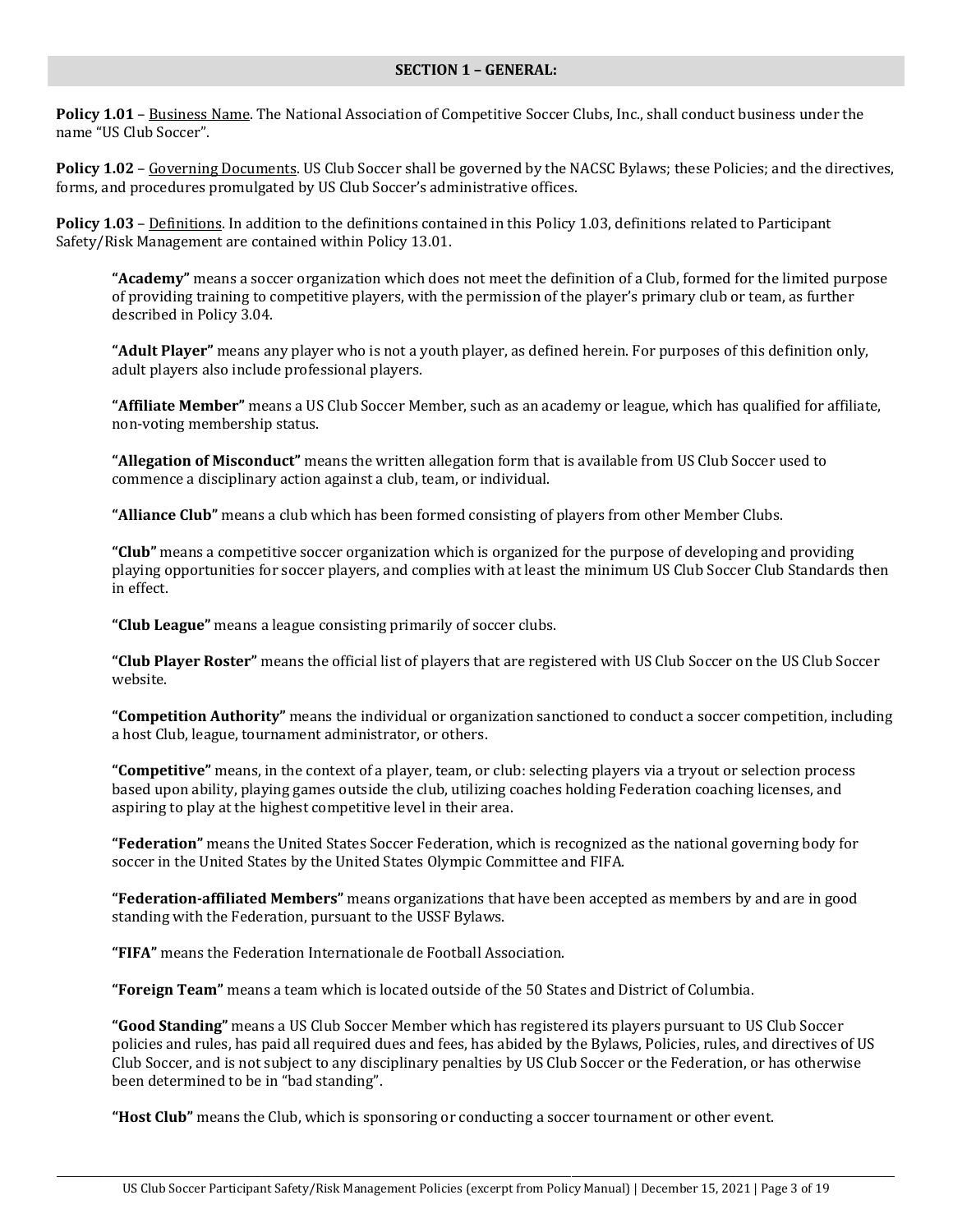## SECTION 1 – GENERAL:

**Policy 1.01** – Business Name. The National Association of Competitive Soccer Clubs, Inc., shall conduct business under the name "US Club Soccer".

**Policy 1.02** – Governing Documents. US Club Soccer shall be governed by the NACSC Bylaws; these Policies; and the directives, forms, and procedures promulgated by US Club Soccer's administrative offices.

**Policy 1.03** – Definitions. In addition to the definitions contained in this Policy 1.03, definitions related to Participant Safety/Risk Management are contained within Policy 13.01.

**"Academy"** means a soccer organization which does not meet the definition of a Club, formed for the limited purpose of providing training to competitive players, with the permission of the player's primary club or team, as further described in Policy 3.04.

**"Adult Player"** means any player who is not a youth player, as defined herein. For purposes of this definition only, adult players also include professional players.

**"Affiliate Member"** means a US Club Soccer Member, such as an academy or league, which has qualified for affiliate, non-voting membership status.

**"Allegation of Misconduct"** means the written allegation form that is available from US Club Soccer used to commence a disciplinary action against a club, team, or individual.

**"Alliance Club"** means a club which has been formed consisting of players from other Member Clubs.

**"Club"** means a competitive soccer organization which is organized for the purpose of developing and providing playing opportunities for soccer players, and complies with at least the minimum US Club Soccer Club Standards then in effect.

**"Club League"** means a league consisting primarily of soccer clubs.

**"Club Player Roster"** means the official list of players that are registered with US Club Soccer on the US Club Soccer website.

**"Competition Authority"** means the individual or organization sanctioned to conduct a soccer competition, including a host Club, league, tournament administrator, or others.

**"Competitive"** means, in the context of a player, team, or club: selecting players via a tryout or selection process based upon ability, playing games outside the club, utilizing coaches holding Federation coaching licenses, and aspiring to play at the highest competitive level in their area.

**"Federation"** means the United States Soccer Federation, which is recognized as the national governing body for soccer in the United States by the United States Olympic Committee and FIFA.

**"Federation-affiliated Members"** means organizations that have been accepted as members by and are in good standing with the Federation, pursuant to the USSF Bylaws.

**"FIFA"** means the Federation Internationale de Football Association.

**"Foreign Team"** means a team which is located outside of the 50 States and District of Columbia.

**"Good Standing"** means a US Club Soccer Member which has registered its players pursuant to US Club Soccer policies and rules, has paid all required dues and fees, has abided by the Bylaws, Policies, rules, and directives of US Club Soccer, and is not subject to any disciplinary penalties by US Club Soccer or the Federation, or has otherwise been determined to be in "bad standing".

**"Host Club"** means the Club, which is sponsoring or conducting a soccer tournament or other event.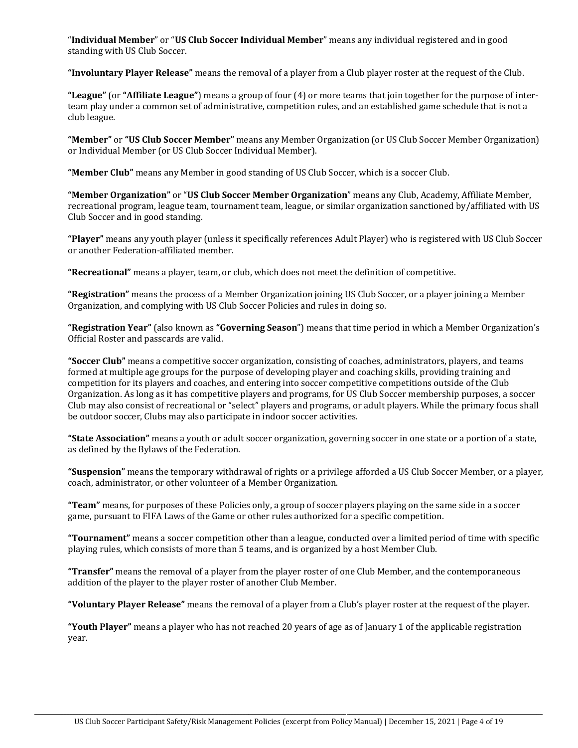“**Individual Member**” or “**US Club Soccer Individual Member**” means any individual registered and in good standing with US Club Soccer.

**“Involuntary Player Release”** means the removal of a player from a Club player roster at the request of the Club.

**“League”** (or **“Affiliate League”**) means a group of four (4) or more teams that join together for the purpose of inter-team play under a common set of administrative, competition rules, and an established game schedule that is not a club league.

**“Member”** or **“US Club Soccer Member”** means any Member Organization (or US Club Soccer Member Organization) or Individual Member (or US Club Soccer Individual Member).

**“Member Club”** means any Member in good standing of US Club Soccer, which is a soccer Club.

**“Member Organization”** or “**US Club Soccer Member Organization**” means any Club, Academy, Affiliate Member, recreational program, league team, tournament team, league, or similar organization sanctioned by/affiliated with US Club Soccer and in good standing.

**“Player”** means any youth player (unless it specifically references Adult Player) who is registered with US Club Soccer or another Federation-affiliated member.

**“Recreational”** means a player, team, or club, which does not meet the definition of competitive.

**“Registration”** means the process of a Member Organization joining US Club Soccer, or a player joining a Member Organization, and complying with US Club Soccer Policies and rules in doing so.

**“Registration Year”** (also known as **“Governing Season**”) means that time period in which a Member Organization’s Official Roster and passcards are valid.

**“Soccer Club”** means a competitive soccer organization, consisting of coaches, administrators, players, and teams formed at multiple age groups for the purpose of developing player and coaching skills, providing training and competition for its players and coaches, and entering into soccer competitive competitions outside of the Club Organization. As long as it has competitive players and programs, for US Club Soccer membership purposes, a soccer Club may also consist of recreational or “select” players and programs, or adult players. While the primary focus shall be outdoor soccer, Clubs may also participate in indoor soccer activities.

**“State Association”** means a youth or adult soccer organization, governing soccer in one state or a portion of a state, as defined by the Bylaws of the Federation.

**“Suspension”** means the temporary withdrawal of rights or a privilege afforded a US Club Soccer Member, or a player, coach, administrator, or other volunteer of a Member Organization.

**“Team”** means, for purposes of these Policies only, a group of soccer players playing on the same side in a soccer game, pursuant to FIFA Laws of the Game or other rules authorized for a specific competition.

**“Tournament”** means a soccer competition other than a league, conducted over a limited period of time with specific playing rules, which consists of more than 5 teams, and is organized by a host Member Club.

**“Transfer”** means the removal of a player from the player roster of one Club Member, and the contemporaneous addition of the player to the player roster of another Club Member.

**“Voluntary Player Release”** means the removal of a player from a Club’s player roster at the request of the player.

**“Youth Player”** means a player who has not reached 20 years of age as of January 1 of the applicable registration year.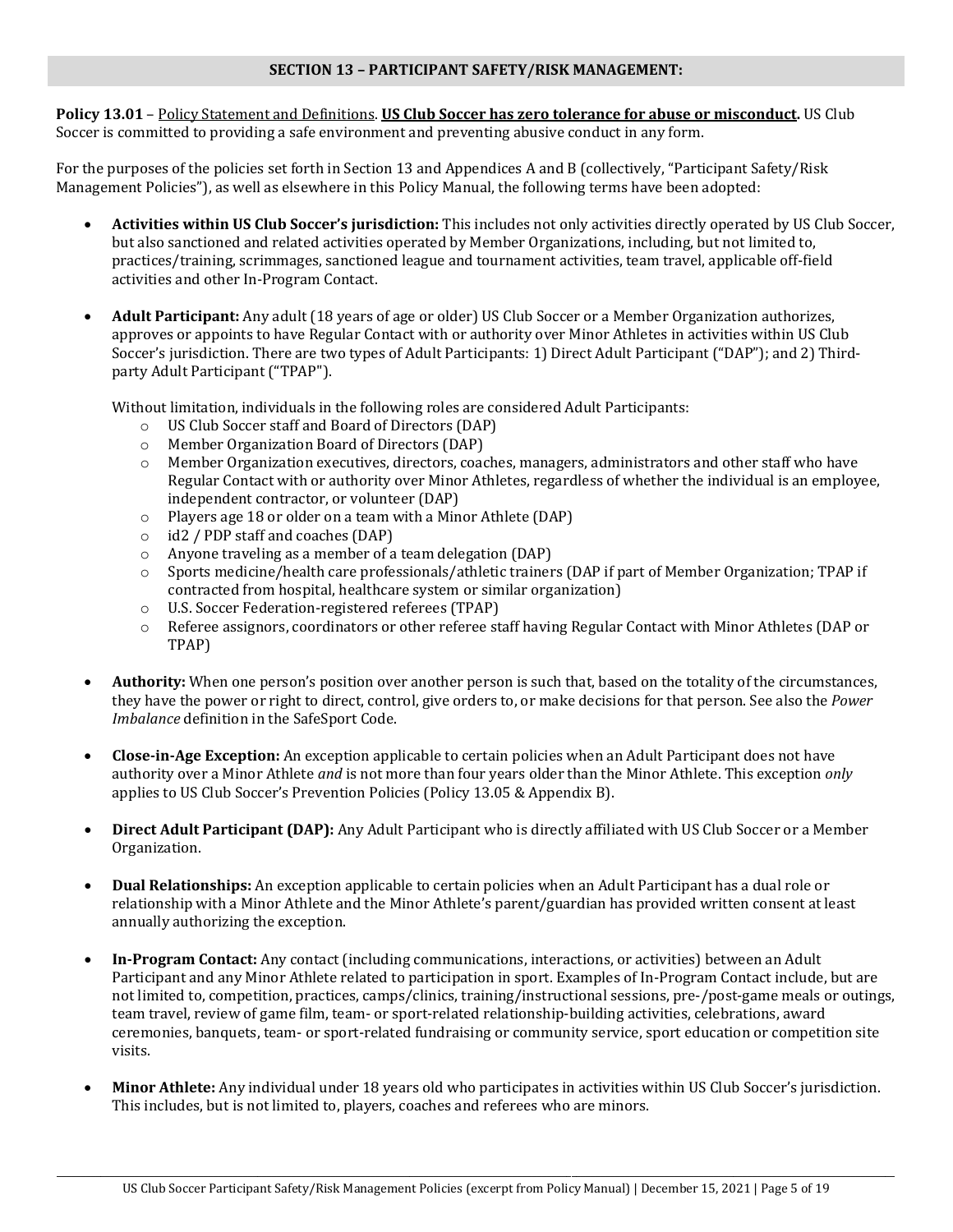## SECTION 13 – PARTICIPANT SAFETY/RISK MANAGEMENT:

**Policy 13.01** – Policy Statement and Definitions. **US Club Soccer has zero tolerance for abuse or misconduct.** US Club Soccer is committed to providing a safe environment and preventing abusive conduct in any form.

For the purposes of the policies set forth in Section 13 and Appendices A and B (collectively, "Participant Safety/Risk Management Policies"), as well as elsewhere in this Policy Manual, the following terms have been adopted:

- **Activities within US Club Soccer's jurisdiction:** This includes not only activities directly operated by US Club Soccer, but also sanctioned and related activities operated by Member Organizations, including, but not limited to, practices/training, scrimmages, sanctioned league and tournament activities, team travel, applicable off-field activities and other In-Program Contact.

- **Adult Participant:** Any adult (18 years of age or older) US Club Soccer or a Member Organization authorizes, approves or appoints to have Regular Contact with or authority over Minor Athletes in activities within US Club Soccer's jurisdiction. There are two types of Adult Participants: 1) Direct Adult Participant ("DAP"); and 2) Third-party Adult Participant ("TPAP").

  Without limitation, individuals in the following roles are considered Adult Participants:
  - US Club Soccer staff and Board of Directors (DAP)
  - Member Organization Board of Directors (DAP)
  - Member Organization executives, directors, coaches, managers, administrators and other staff who have Regular Contact with or authority over Minor Athletes, regardless of whether the individual is an employee, independent contractor, or volunteer (DAP)
  - Players age 18 or older on a team with a Minor Athlete (DAP)
  - id2 / PDP staff and coaches (DAP)
  - Anyone traveling as a member of a team delegation (DAP)
  - Sports medicine/health care professionals/athletic trainers (DAP if part of Member Organization; TPAP if contracted from hospital, healthcare system or similar organization)
  - U.S. Soccer Federation-registered referees (TPAP)
  - Referee assignors, coordinators or other referee staff having Regular Contact with Minor Athletes (DAP or TPAP)

- **Authority:** When one person's position over another person is such that, based on the totality of the circumstances, they have the power or right to direct, control, give orders to, or make decisions for that person. See also the *Power Imbalance* definition in the SafeSport Code.

- **Close-in-Age Exception:** An exception applicable to certain policies when an Adult Participant does not have authority over a Minor Athlete *and* is not more than four years older than the Minor Athlete. This exception *only* applies to US Club Soccer's Prevention Policies (Policy 13.05 & Appendix B).

- **Direct Adult Participant (DAP):** Any Adult Participant who is directly affiliated with US Club Soccer or a Member Organization.

- **Dual Relationships:** An exception applicable to certain policies when an Adult Participant has a dual role or relationship with a Minor Athlete and the Minor Athlete's parent/guardian has provided written consent at least annually authorizing the exception.

- **In-Program Contact:** Any contact (including communications, interactions, or activities) between an Adult Participant and any Minor Athlete related to participation in sport. Examples of In-Program Contact include, but are not limited to, competition, practices, camps/clinics, training/instructional sessions, pre-/post-game meals or outings, team travel, review of game film, team- or sport-related relationship-building activities, celebrations, award ceremonies, banquets, team- or sport-related fundraising or community service, sport education or competition site visits.

- **Minor Athlete:** Any individual under 18 years old who participates in activities within US Club Soccer's jurisdiction. This includes, but is not limited to, players, coaches and referees who are minors.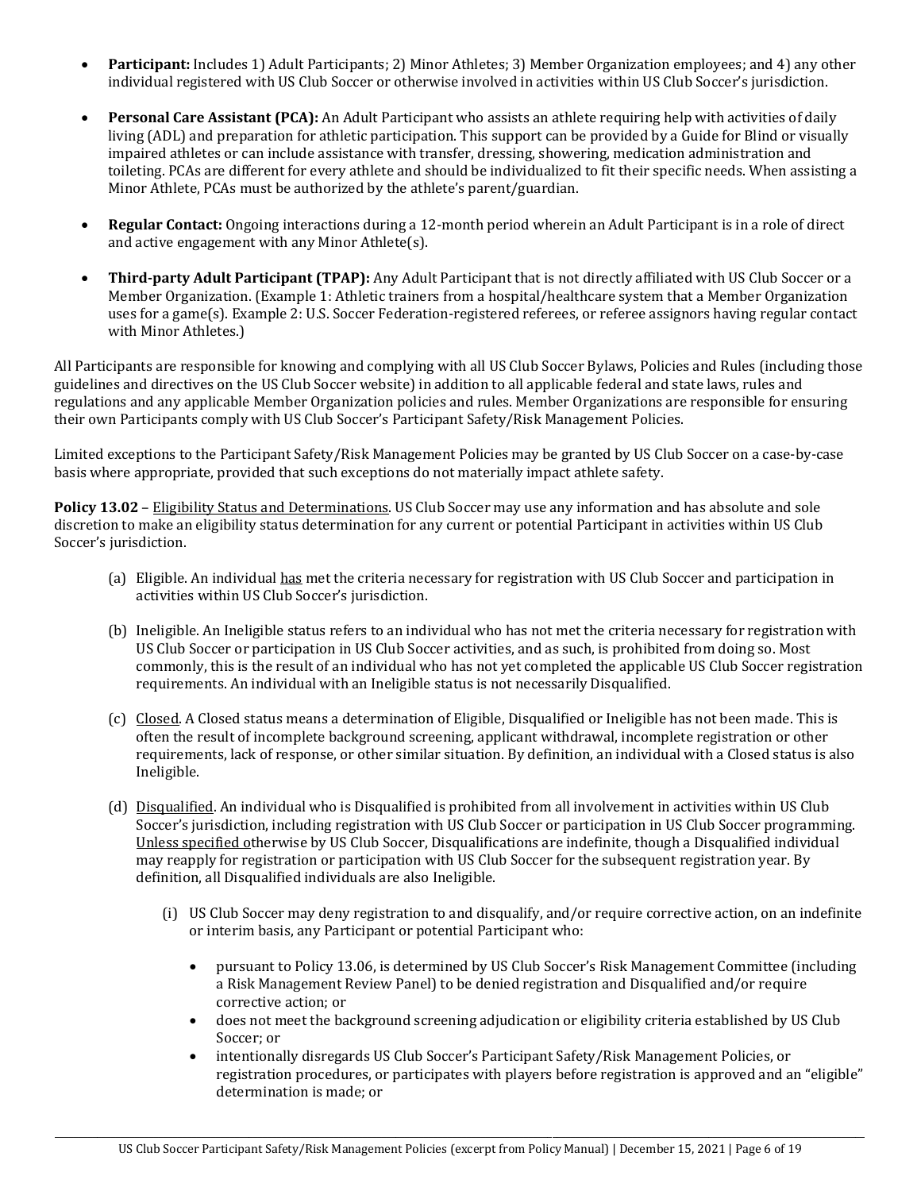- **Participant:** Includes 1) Adult Participants; 2) Minor Athletes; 3) Member Organization employees; and 4) any other individual registered with US Club Soccer or otherwise involved in activities within US Club Soccer's jurisdiction.

- **Personal Care Assistant (PCA):** An Adult Participant who assists an athlete requiring help with activities of daily living (ADL) and preparation for athletic participation. This support can be provided by a Guide for Blind or visually impaired athletes or can include assistance with transfer, dressing, showering, medication administration and toileting. PCAs are different for every athlete and should be individualized to fit their specific needs. When assisting a Minor Athlete, PCAs must be authorized by the athlete's parent/guardian.

- **Regular Contact:** Ongoing interactions during a 12-month period wherein an Adult Participant is in a role of direct and active engagement with any Minor Athlete(s).

- **Third-party Adult Participant (TPAP):** Any Adult Participant that is not directly affiliated with US Club Soccer or a Member Organization. (Example 1: Athletic trainers from a hospital/healthcare system that a Member Organization uses for a game(s). Example 2: U.S. Soccer Federation-registered referees, or referee assignors having regular contact with Minor Athletes.)

All Participants are responsible for knowing and complying with all US Club Soccer Bylaws, Policies and Rules (including those guidelines and directives on the US Club Soccer website) in addition to all applicable federal and state laws, rules and regulations and any applicable Member Organization policies and rules. Member Organizations are responsible for ensuring their own Participants comply with US Club Soccer's Participant Safety/Risk Management Policies.

Limited exceptions to the Participant Safety/Risk Management Policies may be granted by US Club Soccer on a case-by-case basis where appropriate, provided that such exceptions do not materially impact athlete safety.

**Policy 13.02** – Eligibility Status and Determinations. US Club Soccer may use any information and has absolute and sole discretion to make an eligibility status determination for any current or potential Participant in activities within US Club Soccer's jurisdiction.

(a) Eligible. An individual has met the criteria necessary for registration with US Club Soccer and participation in activities within US Club Soccer's jurisdiction.

(b) Ineligible. An Ineligible status refers to an individual who has not met the criteria necessary for registration with US Club Soccer or participation in US Club Soccer activities, and as such, is prohibited from doing so. Most commonly, this is the result of an individual who has not yet completed the applicable US Club Soccer registration requirements. An individual with an Ineligible status is not necessarily Disqualified.

(c) Closed. A Closed status means a determination of Eligible, Disqualified or Ineligible has not been made. This is often the result of incomplete background screening, applicant withdrawal, incomplete registration or other requirements, lack of response, or other similar situation. By definition, an individual with a Closed status is also Ineligible.

(d) Disqualified. An individual who is Disqualified is prohibited from all involvement in activities within US Club Soccer's jurisdiction, including registration with US Club Soccer or participation in US Club Soccer programming. Unless specified otherwise by US Club Soccer, Disqualifications are indefinite, though a Disqualified individual may reapply for registration or participation with US Club Soccer for the subsequent registration year. By definition, all Disqualified individuals are also Ineligible.

  (i) US Club Soccer may deny registration to and disqualify, and/or require corrective action, on an indefinite or interim basis, any Participant or potential Participant who:

  - pursuant to Policy 13.06, is determined by US Club Soccer's Risk Management Committee (including a Risk Management Review Panel) to be denied registration and Disqualified and/or require corrective action; or
  - does not meet the background screening adjudication or eligibility criteria established by US Club Soccer; or
  - intentionally disregards US Club Soccer's Participant Safety/Risk Management Policies, or registration procedures, or participates with players before registration is approved and an "eligible" determination is made; or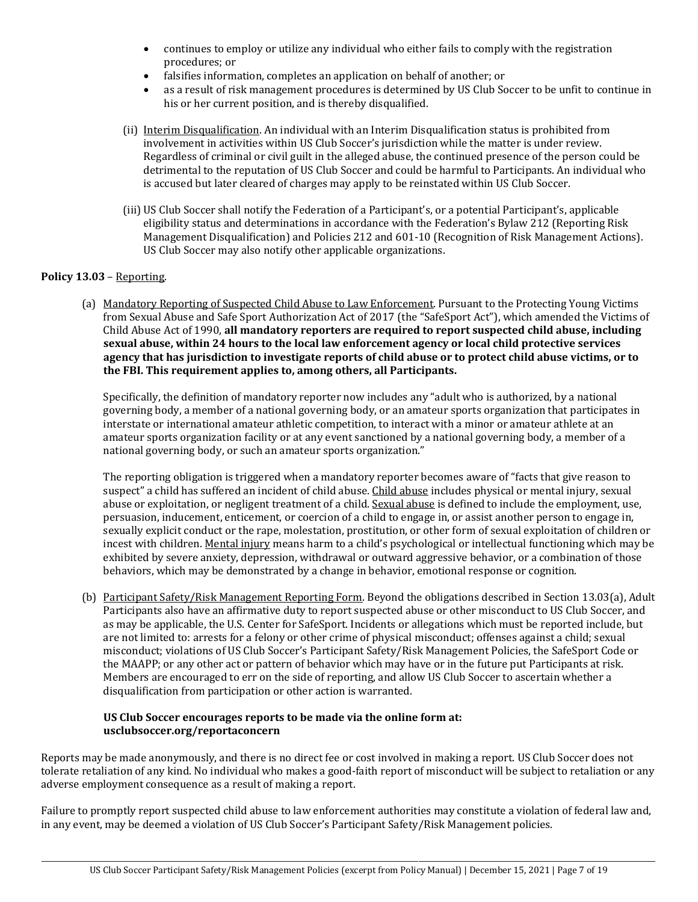- continues to employ or utilize any individual who either fails to comply with the registration procedures; or
- falsifies information, completes an application on behalf of another; or
- as a result of risk management procedures is determined by US Club Soccer to be unfit to continue in his or her current position, and is thereby disqualified.

(ii) Interim Disqualification. An individual with an Interim Disqualification status is prohibited from involvement in activities within US Club Soccer's jurisdiction while the matter is under review. Regardless of criminal or civil guilt in the alleged abuse, the continued presence of the person could be detrimental to the reputation of US Club Soccer and could be harmful to Participants. An individual who is accused but later cleared of charges may apply to be reinstated within US Club Soccer.

(iii) US Club Soccer shall notify the Federation of a Participant's, or a potential Participant's, applicable eligibility status and determinations in accordance with the Federation's Bylaw 212 (Reporting Risk Management Disqualification) and Policies 212 and 601-10 (Recognition of Risk Management Actions). US Club Soccer may also notify other applicable organizations.

**Policy 13.03** – Reporting.

(a) Mandatory Reporting of Suspected Child Abuse to Law Enforcement. Pursuant to the Protecting Young Victims from Sexual Abuse and Safe Sport Authorization Act of 2017 (the "SafeSport Act"), which amended the Victims of Child Abuse Act of 1990, **all mandatory reporters are required to report suspected child abuse, including sexual abuse, within 24 hours to the local law enforcement agency or local child protective services agency that has jurisdiction to investigate reports of child abuse or to protect child abuse victims, or to the FBI. This requirement applies to, among others, all Participants.**

Specifically, the definition of mandatory reporter now includes any "adult who is authorized, by a national governing body, a member of a national governing body, or an amateur sports organization that participates in interstate or international amateur athletic competition, to interact with a minor or amateur athlete at an amateur sports organization facility or at any event sanctioned by a national governing body, a member of a national governing body, or such an amateur sports organization."

The reporting obligation is triggered when a mandatory reporter becomes aware of "facts that give reason to suspect" a child has suffered an incident of child abuse. Child abuse includes physical or mental injury, sexual abuse or exploitation, or negligent treatment of a child. Sexual abuse is defined to include the employment, use, persuasion, inducement, enticement, or coercion of a child to engage in, or assist another person to engage in, sexually explicit conduct or the rape, molestation, prostitution, or other form of sexual exploitation of children or incest with children. Mental injury means harm to a child's psychological or intellectual functioning which may be exhibited by severe anxiety, depression, withdrawal or outward aggressive behavior, or a combination of those behaviors, which may be demonstrated by a change in behavior, emotional response or cognition.

(b) Participant Safety/Risk Management Reporting Form. Beyond the obligations described in Section 13.03(a), Adult Participants also have an affirmative duty to report suspected abuse or other misconduct to US Club Soccer, and as may be applicable, the U.S. Center for SafeSport. Incidents or allegations which must be reported include, but are not limited to: arrests for a felony or other crime of physical misconduct; offenses against a child; sexual misconduct; violations of US Club Soccer's Participant Safety/Risk Management Policies, the SafeSport Code or the MAAPP; or any other act or pattern of behavior which may have or in the future put Participants at risk. Members are encouraged to err on the side of reporting, and allow US Club Soccer to ascertain whether a disqualification from participation or other action is warranted.

**US Club Soccer encourages reports to be made via the online form at: usclubsoccer.org/reportaconcern**

Reports may be made anonymously, and there is no direct fee or cost involved in making a report. US Club Soccer does not tolerate retaliation of any kind. No individual who makes a good-faith report of misconduct will be subject to retaliation or any adverse employment consequence as a result of making a report.

Failure to promptly report suspected child abuse to law enforcement authorities may constitute a violation of federal law and, in any event, may be deemed a violation of US Club Soccer's Participant Safety/Risk Management policies.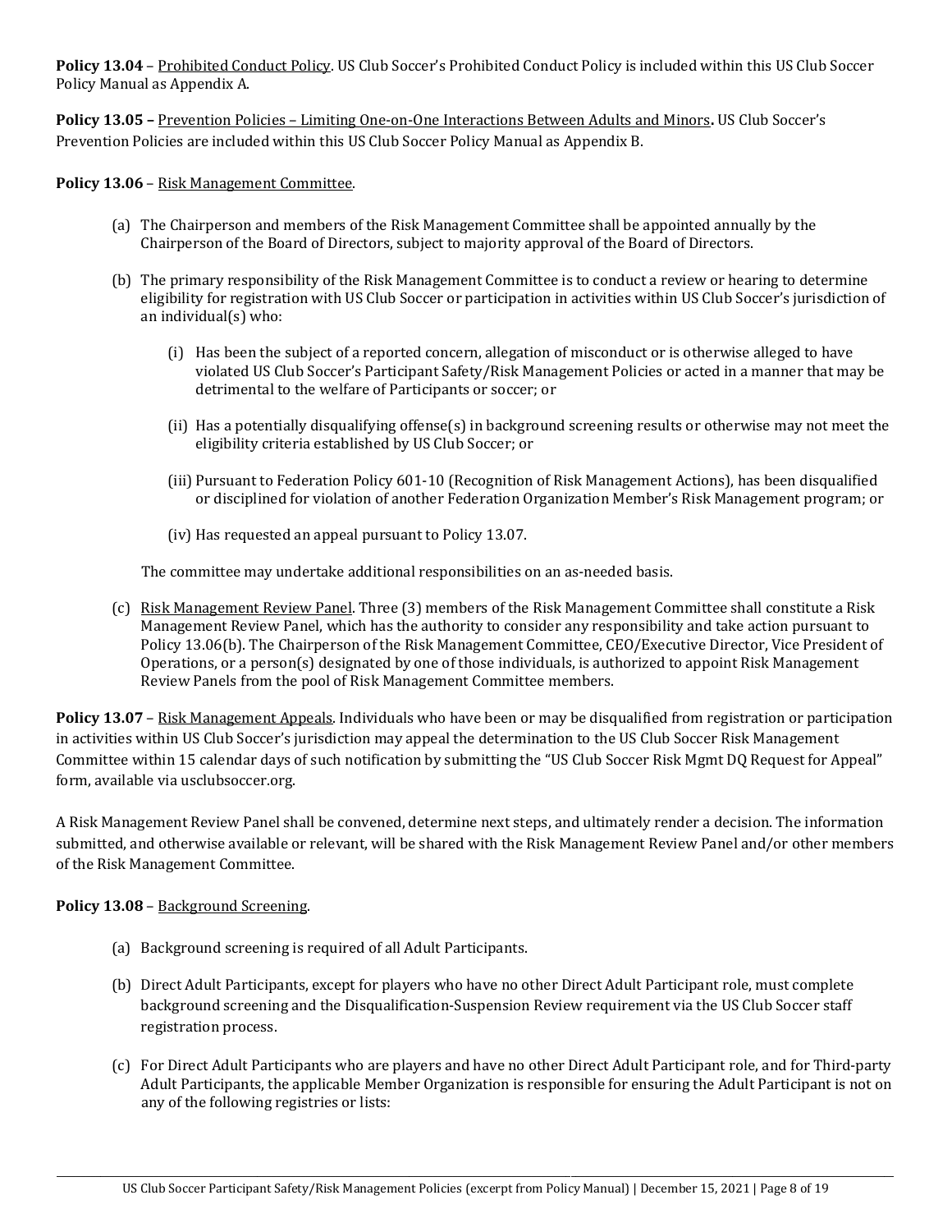**Policy 13.04** – Prohibited Conduct Policy. US Club Soccer's Prohibited Conduct Policy is included within this US Club Soccer Policy Manual as Appendix A.

**Policy 13.05 –** Prevention Policies – Limiting One-on-One Interactions Between Adults and Minors**.** US Club Soccer's Prevention Policies are included within this US Club Soccer Policy Manual as Appendix B.

**Policy 13.06** – Risk Management Committee.

(a) The Chairperson and members of the Risk Management Committee shall be appointed annually by the Chairperson of the Board of Directors, subject to majority approval of the Board of Directors.

(b) The primary responsibility of the Risk Management Committee is to conduct a review or hearing to determine eligibility for registration with US Club Soccer or participation in activities within US Club Soccer's jurisdiction of an individual(s) who:

(i) Has been the subject of a reported concern, allegation of misconduct or is otherwise alleged to have violated US Club Soccer's Participant Safety/Risk Management Policies or acted in a manner that may be detrimental to the welfare of Participants or soccer; or

(ii) Has a potentially disqualifying offense(s) in background screening results or otherwise may not meet the eligibility criteria established by US Club Soccer; or

(iii) Pursuant to Federation Policy 601-10 (Recognition of Risk Management Actions), has been disqualified or disciplined for violation of another Federation Organization Member's Risk Management program; or

(iv) Has requested an appeal pursuant to Policy 13.07.

The committee may undertake additional responsibilities on an as-needed basis.

(c) Risk Management Review Panel. Three (3) members of the Risk Management Committee shall constitute a Risk Management Review Panel, which has the authority to consider any responsibility and take action pursuant to Policy 13.06(b). The Chairperson of the Risk Management Committee, CEO/Executive Director, Vice President of Operations, or a person(s) designated by one of those individuals, is authorized to appoint Risk Management Review Panels from the pool of Risk Management Committee members.

**Policy 13.07** – Risk Management Appeals. Individuals who have been or may be disqualified from registration or participation in activities within US Club Soccer's jurisdiction may appeal the determination to the US Club Soccer Risk Management Committee within 15 calendar days of such notification by submitting the "US Club Soccer Risk Mgmt DQ Request for Appeal" form, available via usclubsoccer.org.

A Risk Management Review Panel shall be convened, determine next steps, and ultimately render a decision. The information submitted, and otherwise available or relevant, will be shared with the Risk Management Review Panel and/or other members of the Risk Management Committee.

**Policy 13.08** – Background Screening.

(a) Background screening is required of all Adult Participants.

(b) Direct Adult Participants, except for players who have no other Direct Adult Participant role, must complete background screening and the Disqualification-Suspension Review requirement via the US Club Soccer staff registration process.

(c) For Direct Adult Participants who are players and have no other Direct Adult Participant role, and for Third-party Adult Participants, the applicable Member Organization is responsible for ensuring the Adult Participant is not on any of the following registries or lists: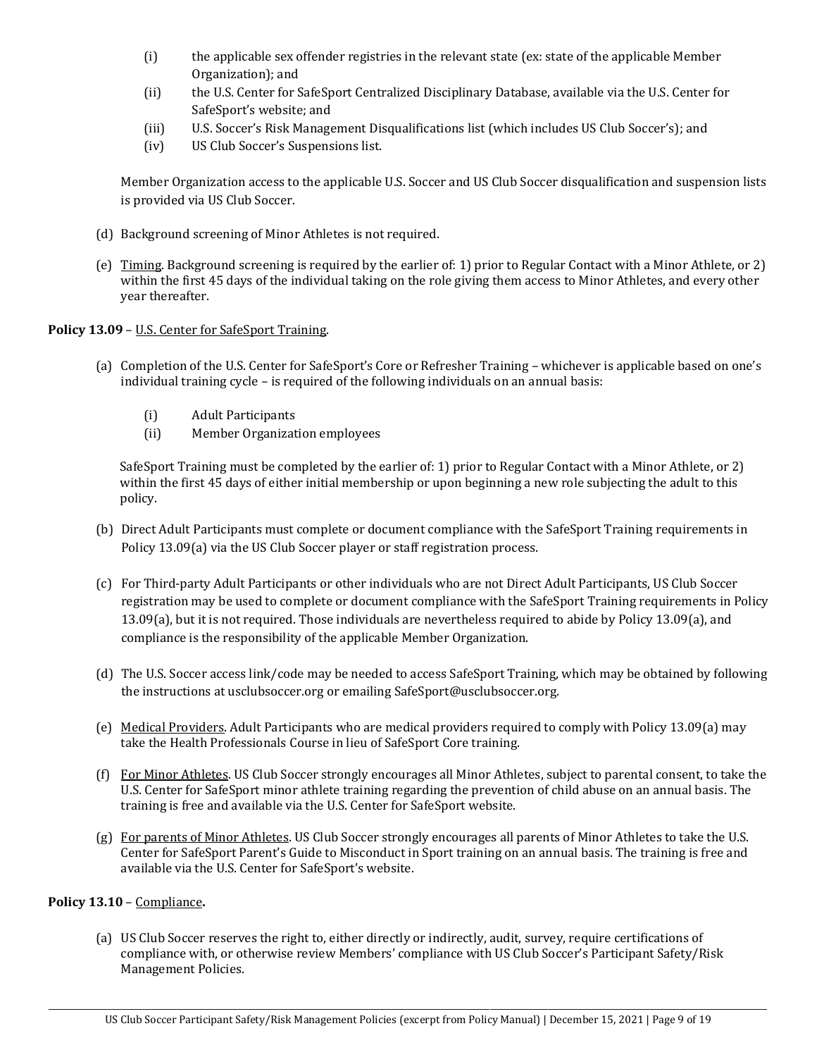(i) the applicable sex offender registries in the relevant state (ex: state of the applicable Member Organization); and

(ii) the U.S. Center for SafeSport Centralized Disciplinary Database, available via the U.S. Center for SafeSport's website; and

(iii) U.S. Soccer's Risk Management Disqualifications list (which includes US Club Soccer's); and

(iv) US Club Soccer's Suspensions list.

Member Organization access to the applicable U.S. Soccer and US Club Soccer disqualification and suspension lists is provided via US Club Soccer.

(d) Background screening of Minor Athletes is not required.

(e) Timing. Background screening is required by the earlier of: 1) prior to Regular Contact with a Minor Athlete, or 2) within the first 45 days of the individual taking on the role giving them access to Minor Athletes, and every other year thereafter.

**Policy 13.09** – U.S. Center for SafeSport Training.

(a) Completion of the U.S. Center for SafeSport's Core or Refresher Training – whichever is applicable based on one's individual training cycle – is required of the following individuals on an annual basis:

(i) Adult Participants

(ii) Member Organization employees

SafeSport Training must be completed by the earlier of: 1) prior to Regular Contact with a Minor Athlete, or 2) within the first 45 days of either initial membership or upon beginning a new role subjecting the adult to this policy.

(b) Direct Adult Participants must complete or document compliance with the SafeSport Training requirements in Policy 13.09(a) via the US Club Soccer player or staff registration process.

(c) For Third-party Adult Participants or other individuals who are not Direct Adult Participants, US Club Soccer registration may be used to complete or document compliance with the SafeSport Training requirements in Policy 13.09(a), but it is not required. Those individuals are nevertheless required to abide by Policy 13.09(a), and compliance is the responsibility of the applicable Member Organization.

(d) The U.S. Soccer access link/code may be needed to access SafeSport Training, which may be obtained by following the instructions at usclubsoccer.org or emailing SafeSport@usclubsoccer.org.

(e) Medical Providers. Adult Participants who are medical providers required to comply with Policy 13.09(a) may take the Health Professionals Course in lieu of SafeSport Core training.

(f) For Minor Athletes. US Club Soccer strongly encourages all Minor Athletes, subject to parental consent, to take the U.S. Center for SafeSport minor athlete training regarding the prevention of child abuse on an annual basis. The training is free and available via the U.S. Center for SafeSport website.

(g) For parents of Minor Athletes. US Club Soccer strongly encourages all parents of Minor Athletes to take the U.S. Center for SafeSport Parent's Guide to Misconduct in Sport training on an annual basis. The training is free and available via the U.S. Center for SafeSport's website.

**Policy 13.10** – Compliance**.**

(a) US Club Soccer reserves the right to, either directly or indirectly, audit, survey, require certifications of compliance with, or otherwise review Members' compliance with US Club Soccer's Participant Safety/Risk Management Policies.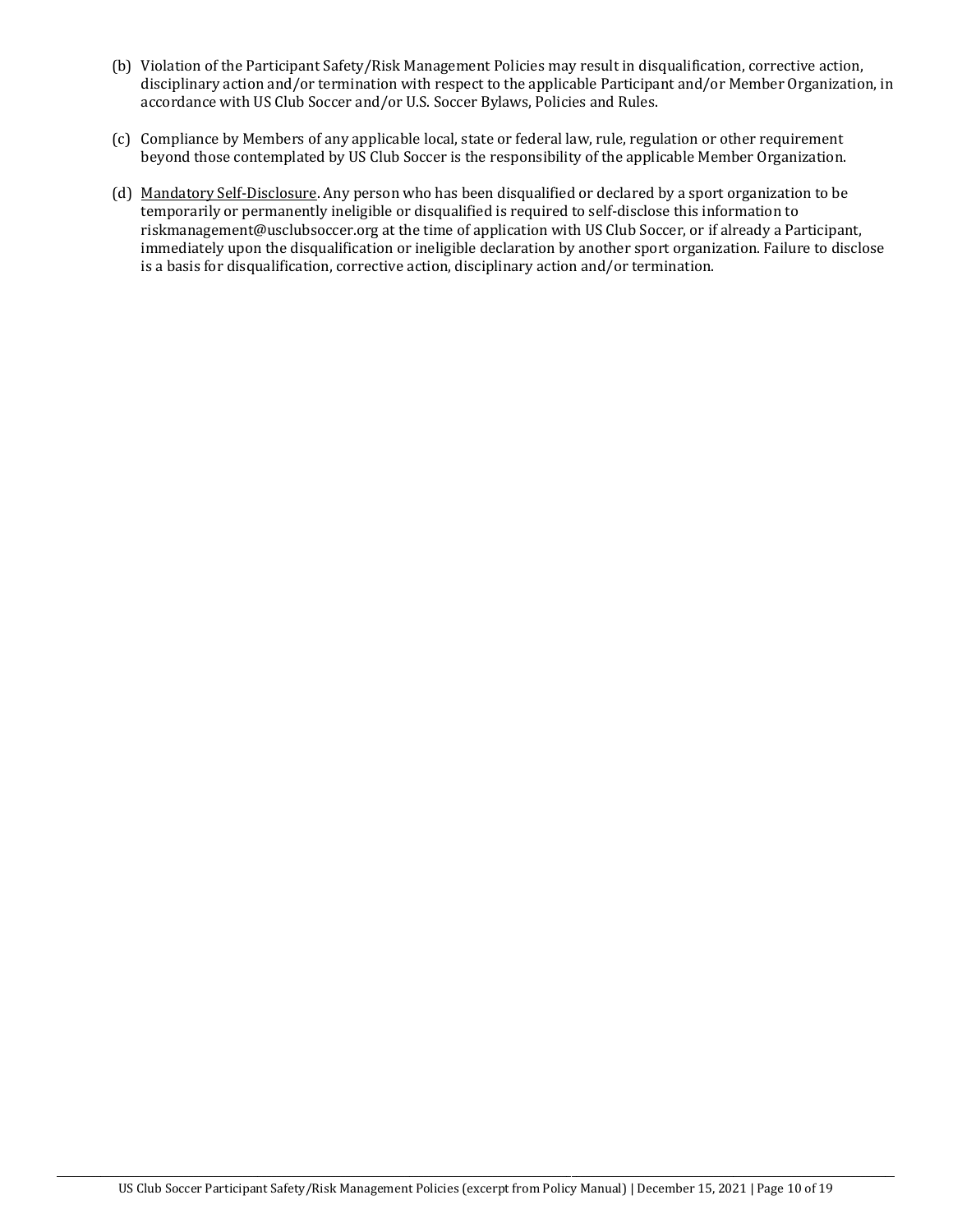(b) Violation of the Participant Safety/Risk Management Policies may result in disqualification, corrective action, disciplinary action and/or termination with respect to the applicable Participant and/or Member Organization, in accordance with US Club Soccer and/or U.S. Soccer Bylaws, Policies and Rules.

(c) Compliance by Members of any applicable local, state or federal law, rule, regulation or other requirement beyond those contemplated by US Club Soccer is the responsibility of the applicable Member Organization.

(d) Mandatory Self-Disclosure. Any person who has been disqualified or declared by a sport organization to be temporarily or permanently ineligible or disqualified is required to self-disclose this information to riskmanagement@usclubsoccer.org at the time of application with US Club Soccer, or if already a Participant, immediately upon the disqualification or ineligible declaration by another sport organization. Failure to disclose is a basis for disqualification, corrective action, disciplinary action and/or termination.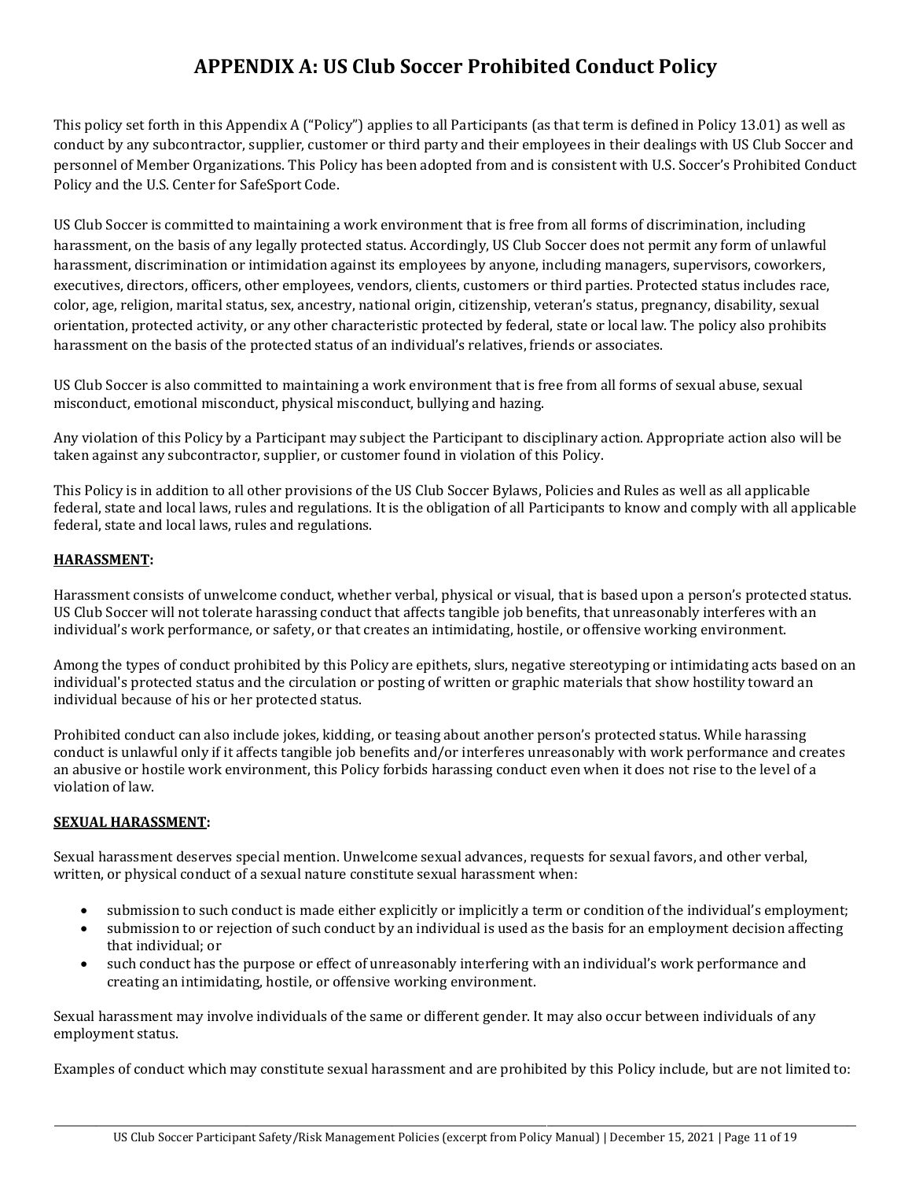# APPENDIX A: US Club Soccer Prohibited Conduct Policy

This policy set forth in this Appendix A ("Policy") applies to all Participants (as that term is defined in Policy 13.01) as well as conduct by any subcontractor, supplier, customer or third party and their employees in their dealings with US Club Soccer and personnel of Member Organizations. This Policy has been adopted from and is consistent with U.S. Soccer's Prohibited Conduct Policy and the U.S. Center for SafeSport Code.

US Club Soccer is committed to maintaining a work environment that is free from all forms of discrimination, including harassment, on the basis of any legally protected status. Accordingly, US Club Soccer does not permit any form of unlawful harassment, discrimination or intimidation against its employees by anyone, including managers, supervisors, coworkers, executives, directors, officers, other employees, vendors, clients, customers or third parties. Protected status includes race, color, age, religion, marital status, sex, ancestry, national origin, citizenship, veteran's status, pregnancy, disability, sexual orientation, protected activity, or any other characteristic protected by federal, state or local law. The policy also prohibits harassment on the basis of the protected status of an individual's relatives, friends or associates.

US Club Soccer is also committed to maintaining a work environment that is free from all forms of sexual abuse, sexual misconduct, emotional misconduct, physical misconduct, bullying and hazing.

Any violation of this Policy by a Participant may subject the Participant to disciplinary action. Appropriate action also will be taken against any subcontractor, supplier, or customer found in violation of this Policy.

This Policy is in addition to all other provisions of the US Club Soccer Bylaws, Policies and Rules as well as all applicable federal, state and local laws, rules and regulations. It is the obligation of all Participants to know and comply with all applicable federal, state and local laws, rules and regulations.

**HARASSMENT:**

Harassment consists of unwelcome conduct, whether verbal, physical or visual, that is based upon a person's protected status. US Club Soccer will not tolerate harassing conduct that affects tangible job benefits, that unreasonably interferes with an individual's work performance, or safety, or that creates an intimidating, hostile, or offensive working environment.

Among the types of conduct prohibited by this Policy are epithets, slurs, negative stereotyping or intimidating acts based on an individual's protected status and the circulation or posting of written or graphic materials that show hostility toward an individual because of his or her protected status.

Prohibited conduct can also include jokes, kidding, or teasing about another person's protected status. While harassing conduct is unlawful only if it affects tangible job benefits and/or interferes unreasonably with work performance and creates an abusive or hostile work environment, this Policy forbids harassing conduct even when it does not rise to the level of a violation of law.

**SEXUAL HARASSMENT:**

Sexual harassment deserves special mention. Unwelcome sexual advances, requests for sexual favors, and other verbal, written, or physical conduct of a sexual nature constitute sexual harassment when:

- submission to such conduct is made either explicitly or implicitly a term or condition of the individual's employment;
- submission to or rejection of such conduct by an individual is used as the basis for an employment decision affecting that individual; or
- such conduct has the purpose or effect of unreasonably interfering with an individual's work performance and creating an intimidating, hostile, or offensive working environment.

Sexual harassment may involve individuals of the same or different gender. It may also occur between individuals of any employment status.

Examples of conduct which may constitute sexual harassment and are prohibited by this Policy include, but are not limited to: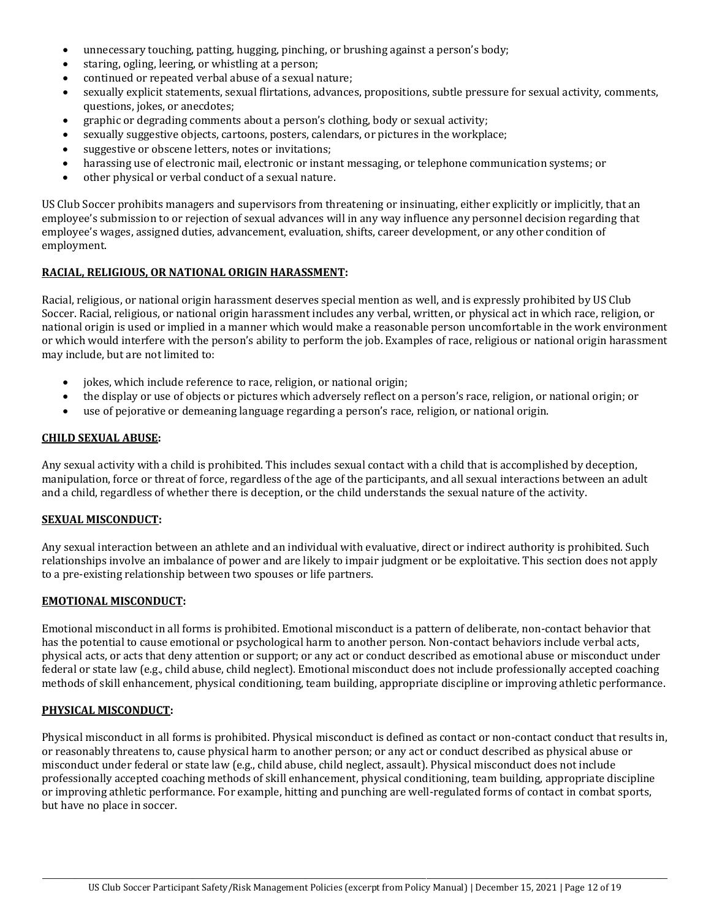- unnecessary touching, patting, hugging, pinching, or brushing against a person's body;
- staring, ogling, leering, or whistling at a person;
- continued or repeated verbal abuse of a sexual nature;
- sexually explicit statements, sexual flirtations, advances, propositions, subtle pressure for sexual activity, comments, questions, jokes, or anecdotes;
- graphic or degrading comments about a person's clothing, body or sexual activity;
- sexually suggestive objects, cartoons, posters, calendars, or pictures in the workplace;
- suggestive or obscene letters, notes or invitations;
- harassing use of electronic mail, electronic or instant messaging, or telephone communication systems; or
- other physical or verbal conduct of a sexual nature.

US Club Soccer prohibits managers and supervisors from threatening or insinuating, either explicitly or implicitly, that an employee's submission to or rejection of sexual advances will in any way influence any personnel decision regarding that employee's wages, assigned duties, advancement, evaluation, shifts, career development, or any other condition of employment.

**RACIAL, RELIGIOUS, OR NATIONAL ORIGIN HARASSMENT:**

Racial, religious, or national origin harassment deserves special mention as well, and is expressly prohibited by US Club Soccer. Racial, religious, or national origin harassment includes any verbal, written, or physical act in which race, religion, or national origin is used or implied in a manner which would make a reasonable person uncomfortable in the work environment or which would interfere with the person's ability to perform the job. Examples of race, religious or national origin harassment may include, but are not limited to:

- jokes, which include reference to race, religion, or national origin;
- the display or use of objects or pictures which adversely reflect on a person's race, religion, or national origin; or
- use of pejorative or demeaning language regarding a person's race, religion, or national origin.

**CHILD SEXUAL ABUSE:**

Any sexual activity with a child is prohibited. This includes sexual contact with a child that is accomplished by deception, manipulation, force or threat of force, regardless of the age of the participants, and all sexual interactions between an adult and a child, regardless of whether there is deception, or the child understands the sexual nature of the activity.

**SEXUAL MISCONDUCT:**

Any sexual interaction between an athlete and an individual with evaluative, direct or indirect authority is prohibited. Such relationships involve an imbalance of power and are likely to impair judgment or be exploitative. This section does not apply to a pre-existing relationship between two spouses or life partners.

**EMOTIONAL MISCONDUCT:**

Emotional misconduct in all forms is prohibited. Emotional misconduct is a pattern of deliberate, non-contact behavior that has the potential to cause emotional or psychological harm to another person. Non-contact behaviors include verbal acts, physical acts, or acts that deny attention or support; or any act or conduct described as emotional abuse or misconduct under federal or state law (e.g., child abuse, child neglect). Emotional misconduct does not include professionally accepted coaching methods of skill enhancement, physical conditioning, team building, appropriate discipline or improving athletic performance.

**PHYSICAL MISCONDUCT:**

Physical misconduct in all forms is prohibited. Physical misconduct is defined as contact or non-contact conduct that results in, or reasonably threatens to, cause physical harm to another person; or any act or conduct described as physical abuse or misconduct under federal or state law (e.g., child abuse, child neglect, assault). Physical misconduct does not include professionally accepted coaching methods of skill enhancement, physical conditioning, team building, appropriate discipline or improving athletic performance. For example, hitting and punching are well-regulated forms of contact in combat sports, but have no place in soccer.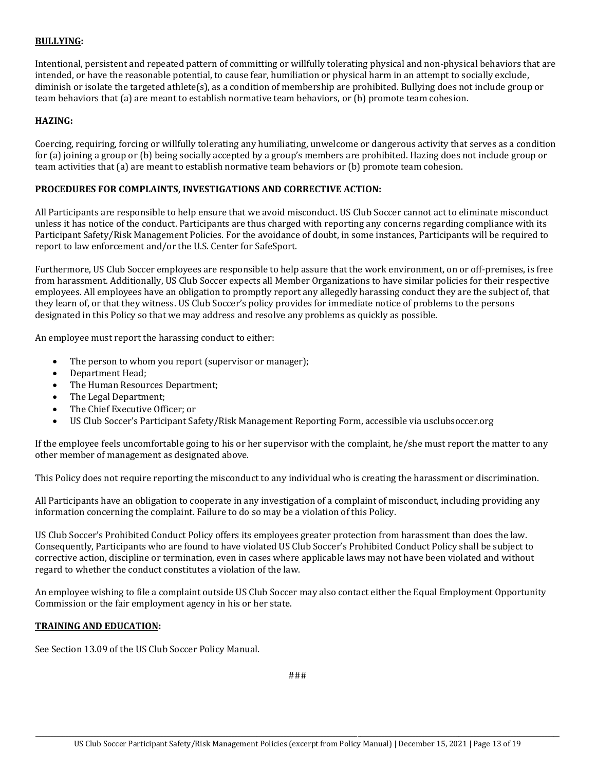**BULLYING:**

Intentional, persistent and repeated pattern of committing or willfully tolerating physical and non-physical behaviors that are intended, or have the reasonable potential, to cause fear, humiliation or physical harm in an attempt to socially exclude, diminish or isolate the targeted athlete(s), as a condition of membership are prohibited. Bullying does not include group or team behaviors that (a) are meant to establish normative team behaviors, or (b) promote team cohesion.

**HAZING:**

Coercing, requiring, forcing or willfully tolerating any humiliating, unwelcome or dangerous activity that serves as a condition for (a) joining a group or (b) being socially accepted by a group's members are prohibited. Hazing does not include group or team activities that (a) are meant to establish normative team behaviors or (b) promote team cohesion.

**PROCEDURES FOR COMPLAINTS, INVESTIGATIONS AND CORRECTIVE ACTION:**

All Participants are responsible to help ensure that we avoid misconduct. US Club Soccer cannot act to eliminate misconduct unless it has notice of the conduct. Participants are thus charged with reporting any concerns regarding compliance with its Participant Safety/Risk Management Policies. For the avoidance of doubt, in some instances, Participants will be required to report to law enforcement and/or the U.S. Center for SafeSport.

Furthermore, US Club Soccer employees are responsible to help assure that the work environment, on or off-premises, is free from harassment. Additionally, US Club Soccer expects all Member Organizations to have similar policies for their respective employees. All employees have an obligation to promptly report any allegedly harassing conduct they are the subject of, that they learn of, or that they witness. US Club Soccer's policy provides for immediate notice of problems to the persons designated in this Policy so that we may address and resolve any problems as quickly as possible.

An employee must report the harassing conduct to either:

- The person to whom you report (supervisor or manager);
- Department Head;
- The Human Resources Department;
- The Legal Department;
- The Chief Executive Officer; or
- US Club Soccer's Participant Safety/Risk Management Reporting Form, accessible via usclubsoccer.org

If the employee feels uncomfortable going to his or her supervisor with the complaint, he/she must report the matter to any other member of management as designated above.

This Policy does not require reporting the misconduct to any individual who is creating the harassment or discrimination.

All Participants have an obligation to cooperate in any investigation of a complaint of misconduct, including providing any information concerning the complaint. Failure to do so may be a violation of this Policy.

US Club Soccer's Prohibited Conduct Policy offers its employees greater protection from harassment than does the law. Consequently, Participants who are found to have violated US Club Soccer's Prohibited Conduct Policy shall be subject to corrective action, discipline or termination, even in cases where applicable laws may not have been violated and without regard to whether the conduct constitutes a violation of the law.

An employee wishing to file a complaint outside US Club Soccer may also contact either the Equal Employment Opportunity Commission or the fair employment agency in his or her state.

**TRAINING AND EDUCATION:**

See Section 13.09 of the US Club Soccer Policy Manual.

###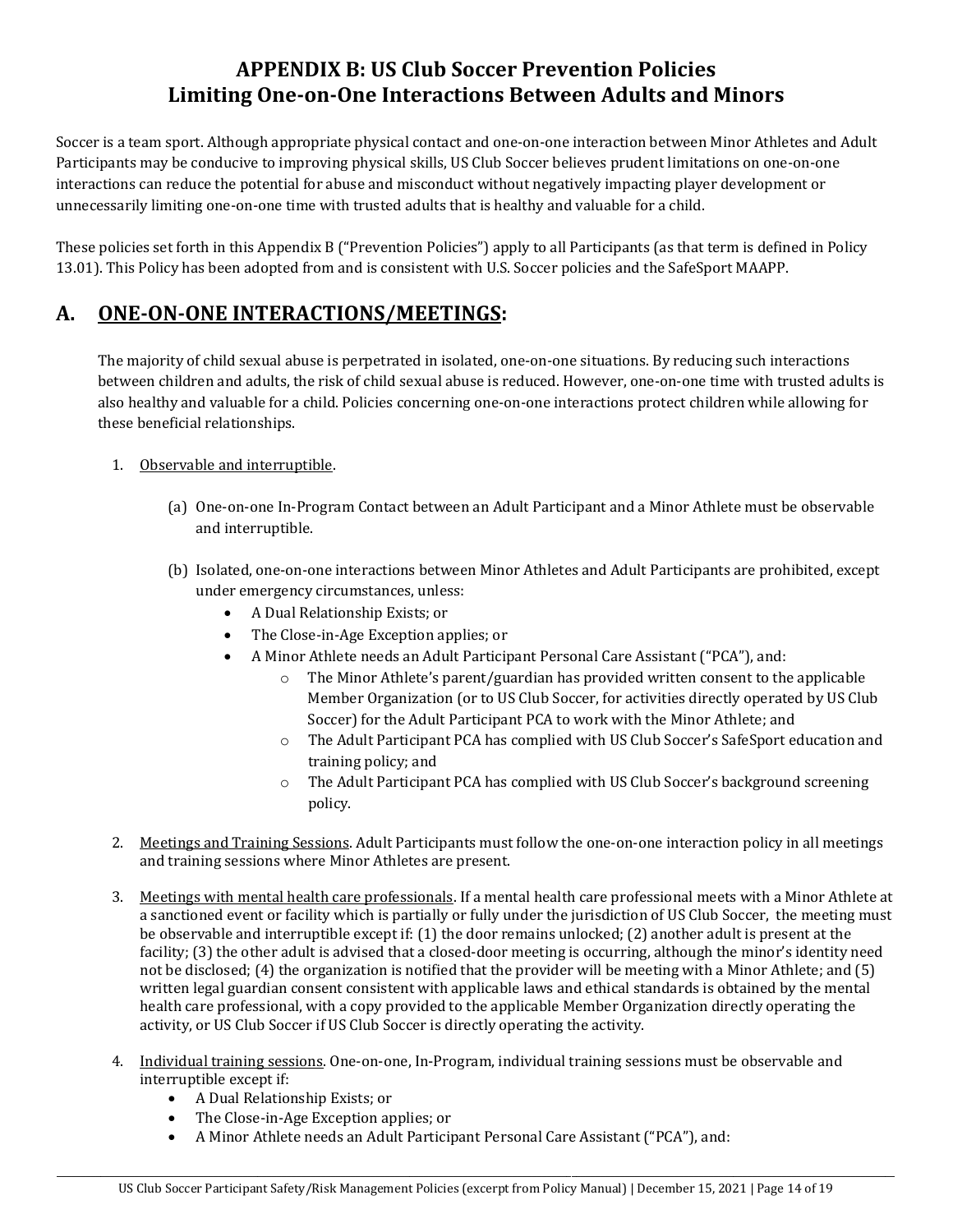# APPENDIX B: US Club Soccer Prevention Policies Limiting One-on-One Interactions Between Adults and Minors

Soccer is a team sport. Although appropriate physical contact and one-on-one interaction between Minor Athletes and Adult Participants may be conducive to improving physical skills, US Club Soccer believes prudent limitations on one-on-one interactions can reduce the potential for abuse and misconduct without negatively impacting player development or unnecessarily limiting one-on-one time with trusted adults that is healthy and valuable for a child.

These policies set forth in this Appendix B ("Prevention Policies") apply to all Participants (as that term is defined in Policy 13.01). This Policy has been adopted from and is consistent with U.S. Soccer policies and the SafeSport MAAPP.

## A. ONE-ON-ONE INTERACTIONS/MEETINGS:

The majority of child sexual abuse is perpetrated in isolated, one-on-one situations. By reducing such interactions between children and adults, the risk of child sexual abuse is reduced. However, one-on-one time with trusted adults is also healthy and valuable for a child. Policies concerning one-on-one interactions protect children while allowing for these beneficial relationships.

1. Observable and interruptible.

   (a) One-on-one In-Program Contact between an Adult Participant and a Minor Athlete must be observable and interruptible.

   (b) Isolated, one-on-one interactions between Minor Athletes and Adult Participants are prohibited, except under emergency circumstances, unless:
   - A Dual Relationship Exists; or
   - The Close-in-Age Exception applies; or
   - A Minor Athlete needs an Adult Participant Personal Care Assistant ("PCA"), and:
     - The Minor Athlete's parent/guardian has provided written consent to the applicable Member Organization (or to US Club Soccer, for activities directly operated by US Club Soccer) for the Adult Participant PCA to work with the Minor Athlete; and
     - The Adult Participant PCA has complied with US Club Soccer's SafeSport education and training policy; and
     - The Adult Participant PCA has complied with US Club Soccer's background screening policy.

2. Meetings and Training Sessions. Adult Participants must follow the one-on-one interaction policy in all meetings and training sessions where Minor Athletes are present.

3. Meetings with mental health care professionals. If a mental health care professional meets with a Minor Athlete at a sanctioned event or facility which is partially or fully under the jurisdiction of US Club Soccer, the meeting must be observable and interruptible except if: (1) the door remains unlocked; (2) another adult is present at the facility; (3) the other adult is advised that a closed-door meeting is occurring, although the minor's identity need not be disclosed; (4) the organization is notified that the provider will be meeting with a Minor Athlete; and (5) written legal guardian consent consistent with applicable laws and ethical standards is obtained by the mental health care professional, with a copy provided to the applicable Member Organization directly operating the activity, or US Club Soccer if US Club Soccer is directly operating the activity.

4. Individual training sessions. One-on-one, In-Program, individual training sessions must be observable and interruptible except if:
   - A Dual Relationship Exists; or
   - The Close-in-Age Exception applies; or
   - A Minor Athlete needs an Adult Participant Personal Care Assistant ("PCA"), and: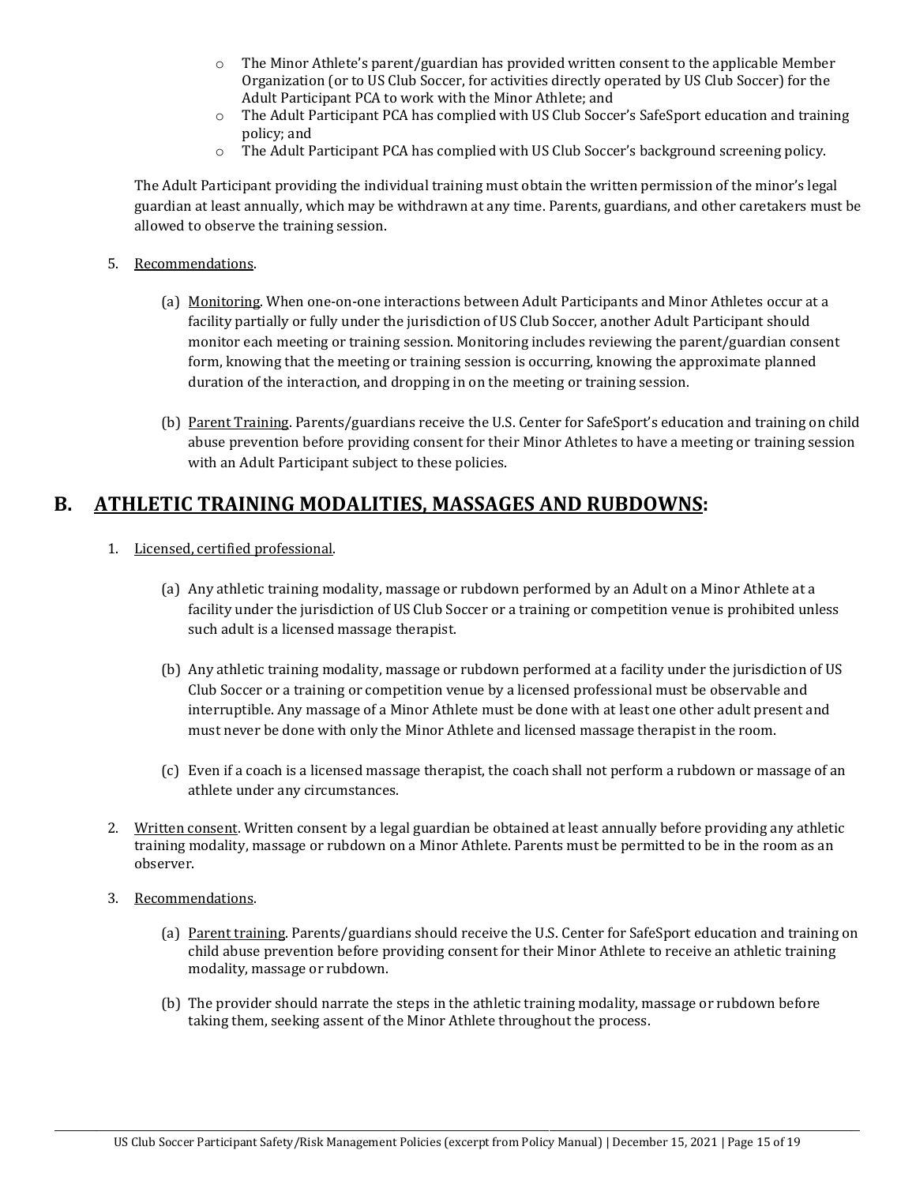- The Minor Athlete's parent/guardian has provided written consent to the applicable Member Organization (or to US Club Soccer, for activities directly operated by US Club Soccer) for the Adult Participant PCA to work with the Minor Athlete; and
- The Adult Participant PCA has complied with US Club Soccer's SafeSport education and training policy; and
- The Adult Participant PCA has complied with US Club Soccer's background screening policy.

The Adult Participant providing the individual training must obtain the written permission of the minor's legal guardian at least annually, which may be withdrawn at any time. Parents, guardians, and other caretakers must be allowed to observe the training session.

5. Recommendations.

   (a) Monitoring. When one-on-one interactions between Adult Participants and Minor Athletes occur at a facility partially or fully under the jurisdiction of US Club Soccer, another Adult Participant should monitor each meeting or training session. Monitoring includes reviewing the parent/guardian consent form, knowing that the meeting or training session is occurring, knowing the approximate planned duration of the interaction, and dropping in on the meeting or training session.

   (b) Parent Training. Parents/guardians receive the U.S. Center for SafeSport's education and training on child abuse prevention before providing consent for their Minor Athletes to have a meeting or training session with an Adult Participant subject to these policies.

## B. ATHLETIC TRAINING MODALITIES, MASSAGES AND RUBDOWNS:

1. Licensed, certified professional.

   (a) Any athletic training modality, massage or rubdown performed by an Adult on a Minor Athlete at a facility under the jurisdiction of US Club Soccer or a training or competition venue is prohibited unless such adult is a licensed massage therapist.

   (b) Any athletic training modality, massage or rubdown performed at a facility under the jurisdiction of US Club Soccer or a training or competition venue by a licensed professional must be observable and interruptible. Any massage of a Minor Athlete must be done with at least one other adult present and must never be done with only the Minor Athlete and licensed massage therapist in the room.

   (c) Even if a coach is a licensed massage therapist, the coach shall not perform a rubdown or massage of an athlete under any circumstances.

2. Written consent. Written consent by a legal guardian be obtained at least annually before providing any athletic training modality, massage or rubdown on a Minor Athlete. Parents must be permitted to be in the room as an observer.

3. Recommendations.

   (a) Parent training. Parents/guardians should receive the U.S. Center for SafeSport education and training on child abuse prevention before providing consent for their Minor Athlete to receive an athletic training modality, massage or rubdown.

   (b) The provider should narrate the steps in the athletic training modality, massage or rubdown before taking them, seeking assent of the Minor Athlete throughout the process.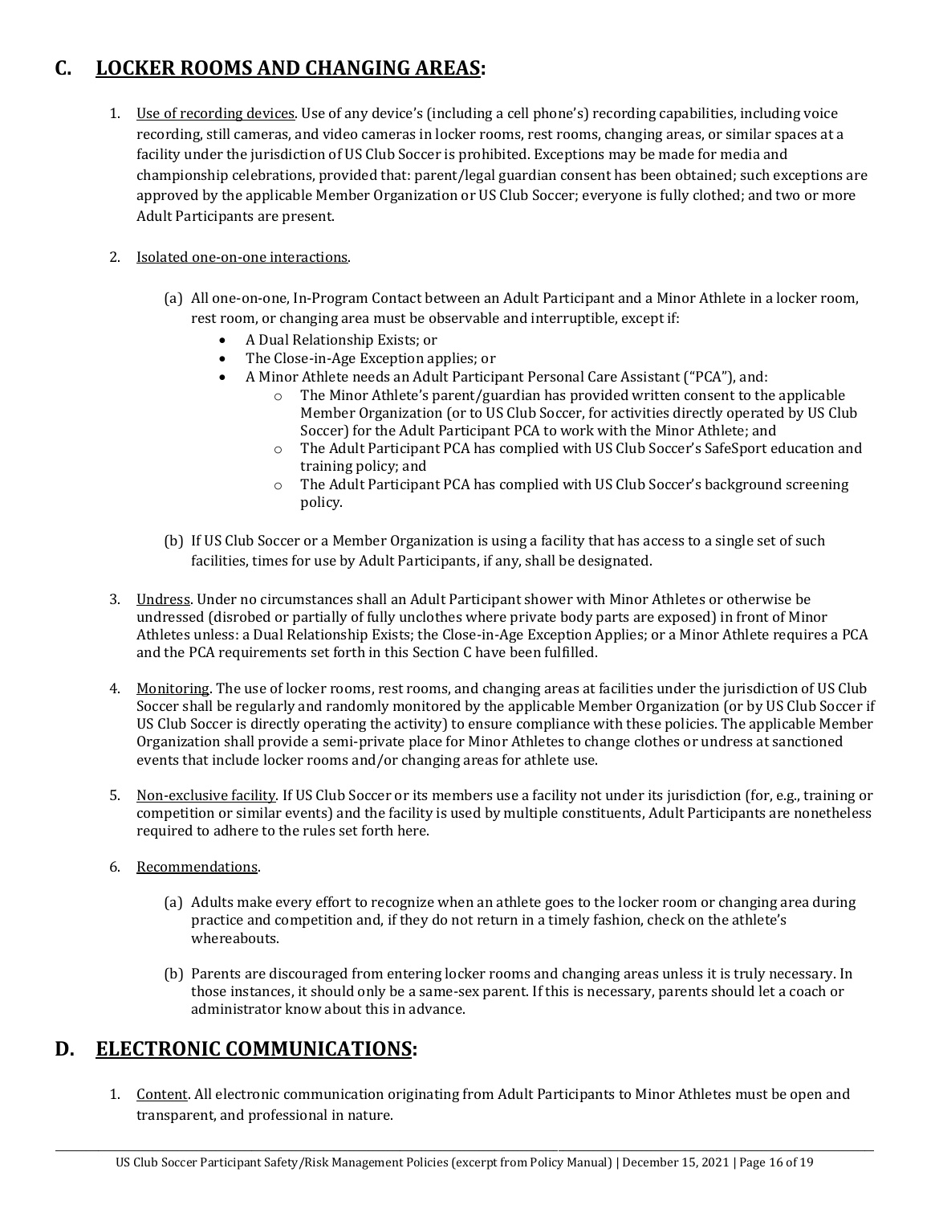## C. LOCKER ROOMS AND CHANGING AREAS:

1. Use of recording devices. Use of any device's (including a cell phone's) recording capabilities, including voice recording, still cameras, and video cameras in locker rooms, rest rooms, changing areas, or similar spaces at a facility under the jurisdiction of US Club Soccer is prohibited. Exceptions may be made for media and championship celebrations, provided that: parent/legal guardian consent has been obtained; such exceptions are approved by the applicable Member Organization or US Club Soccer; everyone is fully clothed; and two or more Adult Participants are present.

2. Isolated one-on-one interactions.

   (a) All one-on-one, In-Program Contact between an Adult Participant and a Minor Athlete in a locker room, rest room, or changing area must be observable and interruptible, except if:
   - A Dual Relationship Exists; or
   - The Close-in-Age Exception applies; or
   - A Minor Athlete needs an Adult Participant Personal Care Assistant ("PCA"), and:
     - The Minor Athlete's parent/guardian has provided written consent to the applicable Member Organization (or to US Club Soccer, for activities directly operated by US Club Soccer) for the Adult Participant PCA to work with the Minor Athlete; and
     - The Adult Participant PCA has complied with US Club Soccer's SafeSport education and training policy; and
     - The Adult Participant PCA has complied with US Club Soccer's background screening policy.

   (b) If US Club Soccer or a Member Organization is using a facility that has access to a single set of such facilities, times for use by Adult Participants, if any, shall be designated.

3. Undress. Under no circumstances shall an Adult Participant shower with Minor Athletes or otherwise be undressed (disrobed or partially of fully unclothes where private body parts are exposed) in front of Minor Athletes unless: a Dual Relationship Exists; the Close-in-Age Exception Applies; or a Minor Athlete requires a PCA and the PCA requirements set forth in this Section C have been fulfilled.

4. Monitoring. The use of locker rooms, rest rooms, and changing areas at facilities under the jurisdiction of US Club Soccer shall be regularly and randomly monitored by the applicable Member Organization (or by US Club Soccer if US Club Soccer is directly operating the activity) to ensure compliance with these policies. The applicable Member Organization shall provide a semi-private place for Minor Athletes to change clothes or undress at sanctioned events that include locker rooms and/or changing areas for athlete use.

5. Non-exclusive facility. If US Club Soccer or its members use a facility not under its jurisdiction (for, e.g., training or competition or similar events) and the facility is used by multiple constituents, Adult Participants are nonetheless required to adhere to the rules set forth here.

6. Recommendations.

   (a) Adults make every effort to recognize when an athlete goes to the locker room or changing area during practice and competition and, if they do not return in a timely fashion, check on the athlete's whereabouts.

   (b) Parents are discouraged from entering locker rooms and changing areas unless it is truly necessary. In those instances, it should only be a same-sex parent. If this is necessary, parents should let a coach or administrator know about this in advance.

## D. ELECTRONIC COMMUNICATIONS:

1. Content. All electronic communication originating from Adult Participants to Minor Athletes must be open and transparent, and professional in nature.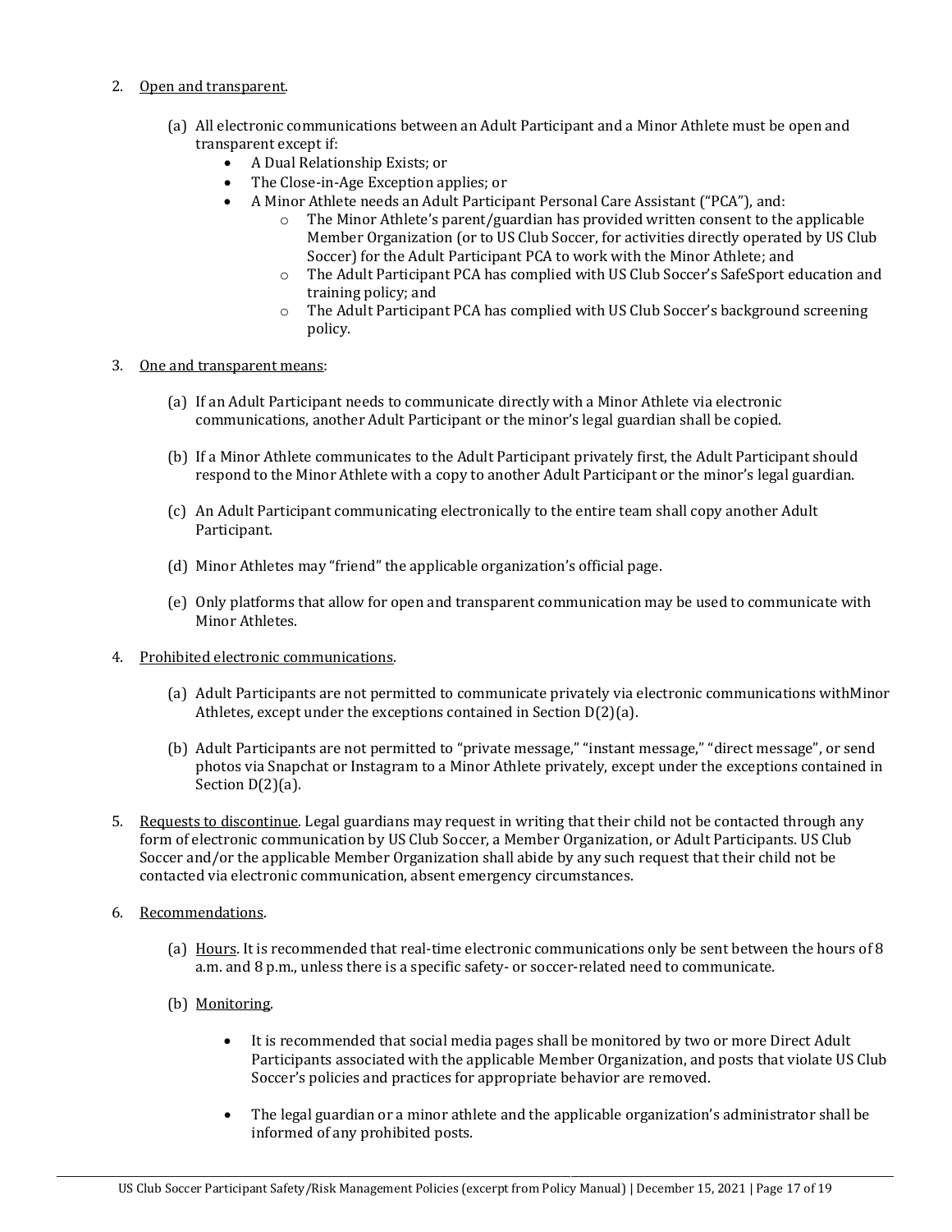2. Open and transparent.

   (a) All electronic communications between an Adult Participant and a Minor Athlete must be open and transparent except if:
   - A Dual Relationship Exists; or
   - The Close-in-Age Exception applies; or
   - A Minor Athlete needs an Adult Participant Personal Care Assistant ("PCA"), and:
     - The Minor Athlete's parent/guardian has provided written consent to the applicable Member Organization (or to US Club Soccer, for activities directly operated by US Club Soccer) for the Adult Participant PCA to work with the Minor Athlete; and
     - The Adult Participant PCA has complied with US Club Soccer's SafeSport education and training policy; and
     - The Adult Participant PCA has complied with US Club Soccer's background screening policy.

3. One and transparent means:

   (a) If an Adult Participant needs to communicate directly with a Minor Athlete via electronic communications, another Adult Participant or the minor's legal guardian shall be copied.

   (b) If a Minor Athlete communicates to the Adult Participant privately first, the Adult Participant should respond to the Minor Athlete with a copy to another Adult Participant or the minor's legal guardian.

   (c) An Adult Participant communicating electronically to the entire team shall copy another Adult Participant.

   (d) Minor Athletes may "friend" the applicable organization's official page.

   (e) Only platforms that allow for open and transparent communication may be used to communicate with Minor Athletes.

4. Prohibited electronic communications.

   (a) Adult Participants are not permitted to communicate privately via electronic communications withMinor Athletes, except under the exceptions contained in Section D(2)(a).

   (b) Adult Participants are not permitted to "private message," "instant message," "direct message", or send photos via Snapchat or Instagram to a Minor Athlete privately, except under the exceptions contained in Section D(2)(a).

5. Requests to discontinue. Legal guardians may request in writing that their child not be contacted through any form of electronic communication by US Club Soccer, a Member Organization, or Adult Participants. US Club Soccer and/or the applicable Member Organization shall abide by any such request that their child not be contacted via electronic communication, absent emergency circumstances.

6. Recommendations.

   (a) Hours. It is recommended that real-time electronic communications only be sent between the hours of 8 a.m. and 8 p.m., unless there is a specific safety- or soccer-related need to communicate.

   (b) Monitoring.

   - It is recommended that social media pages shall be monitored by two or more Direct Adult Participants associated with the applicable Member Organization, and posts that violate US Club Soccer's policies and practices for appropriate behavior are removed.

   - The legal guardian or a minor athlete and the applicable organization's administrator shall be informed of any prohibited posts.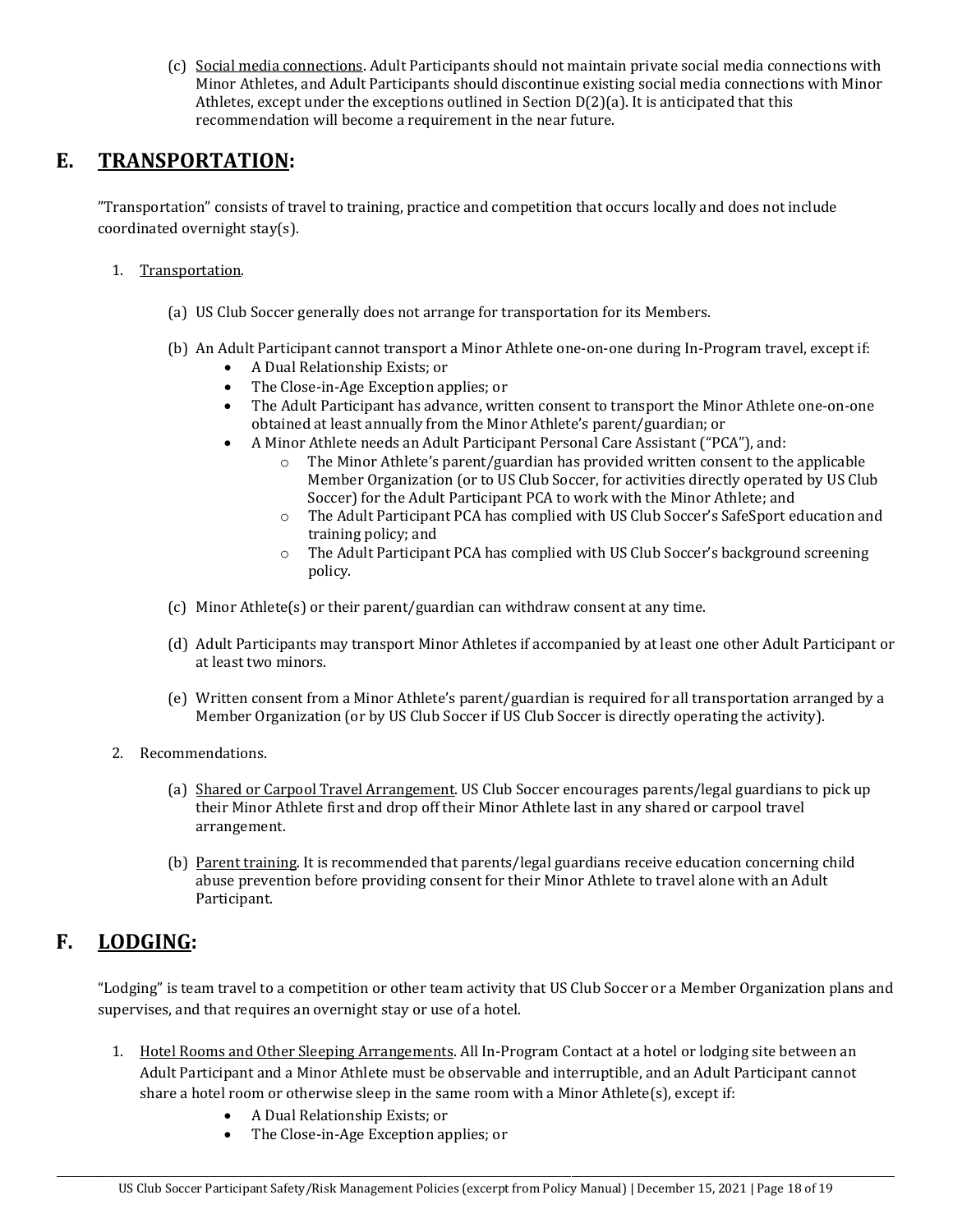(c) Social media connections. Adult Participants should not maintain private social media connections with Minor Athletes, and Adult Participants should discontinue existing social media connections with Minor Athletes, except under the exceptions outlined in Section D(2)(a). It is anticipated that this recommendation will become a requirement in the near future.

## E. TRANSPORTATION:

"Transportation" consists of travel to training, practice and competition that occurs locally and does not include coordinated overnight stay(s).

1. Transportation.

   (a) US Club Soccer generally does not arrange for transportation for its Members.

   (b) An Adult Participant cannot transport a Minor Athlete one-on-one during In-Program travel, except if:
   - A Dual Relationship Exists; or
   - The Close-in-Age Exception applies; or
   - The Adult Participant has advance, written consent to transport the Minor Athlete one-on-one obtained at least annually from the Minor Athlete's parent/guardian; or
   - A Minor Athlete needs an Adult Participant Personal Care Assistant ("PCA"), and:
     - The Minor Athlete's parent/guardian has provided written consent to the applicable Member Organization (or to US Club Soccer, for activities directly operated by US Club Soccer) for the Adult Participant PCA to work with the Minor Athlete; and
     - The Adult Participant PCA has complied with US Club Soccer's SafeSport education and training policy; and
     - The Adult Participant PCA has complied with US Club Soccer's background screening policy.

   (c) Minor Athlete(s) or their parent/guardian can withdraw consent at any time.

   (d) Adult Participants may transport Minor Athletes if accompanied by at least one other Adult Participant or at least two minors.

   (e) Written consent from a Minor Athlete's parent/guardian is required for all transportation arranged by a Member Organization (or by US Club Soccer if US Club Soccer is directly operating the activity).

2. Recommendations.

   (a) Shared or Carpool Travel Arrangement. US Club Soccer encourages parents/legal guardians to pick up their Minor Athlete first and drop off their Minor Athlete last in any shared or carpool travel arrangement.

   (b) Parent training. It is recommended that parents/legal guardians receive education concerning child abuse prevention before providing consent for their Minor Athlete to travel alone with an Adult Participant.

## F. LODGING:

"Lodging" is team travel to a competition or other team activity that US Club Soccer or a Member Organization plans and supervises, and that requires an overnight stay or use of a hotel.

1. Hotel Rooms and Other Sleeping Arrangements. All In-Program Contact at a hotel or lodging site between an Adult Participant and a Minor Athlete must be observable and interruptible, and an Adult Participant cannot share a hotel room or otherwise sleep in the same room with a Minor Athlete(s), except if:
   - A Dual Relationship Exists; or
   - The Close-in-Age Exception applies; or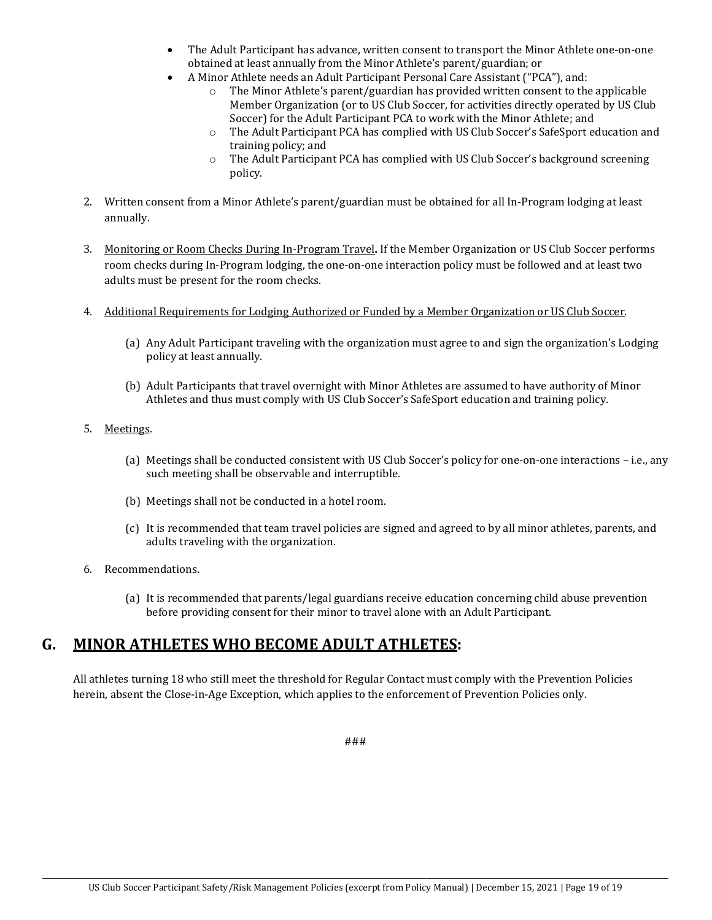- The Adult Participant has advance, written consent to transport the Minor Athlete one-on-one obtained at least annually from the Minor Athlete's parent/guardian; or
- A Minor Athlete needs an Adult Participant Personal Care Assistant ("PCA"), and:
    - The Minor Athlete's parent/guardian has provided written consent to the applicable Member Organization (or to US Club Soccer, for activities directly operated by US Club Soccer) for the Adult Participant PCA to work with the Minor Athlete; and
    - The Adult Participant PCA has complied with US Club Soccer's SafeSport education and training policy; and
    - The Adult Participant PCA has complied with US Club Soccer's background screening policy.

2. Written consent from a Minor Athlete's parent/guardian must be obtained for all In-Program lodging at least annually.

3. <u>Monitoring or Room Checks During In-Program Travel</u>**.** If the Member Organization or US Club Soccer performs room checks during In-Program lodging, the one-on-one interaction policy must be followed and at least two adults must be present for the room checks.

4. <u>Additional Requirements for Lodging Authorized or Funded by a Member Organization or US Club Soccer</u>.

    (a) Any Adult Participant traveling with the organization must agree to and sign the organization's Lodging policy at least annually.

    (b) Adult Participants that travel overnight with Minor Athletes are assumed to have authority of Minor Athletes and thus must comply with US Club Soccer's SafeSport education and training policy.

5. <u>Meetings</u>.

    (a) Meetings shall be conducted consistent with US Club Soccer's policy for one-on-one interactions – i.e., any such meeting shall be observable and interruptible.

    (b) Meetings shall not be conducted in a hotel room.

    (c) It is recommended that team travel policies are signed and agreed to by all minor athletes, parents, and adults traveling with the organization.

6. Recommendations.

    (a) It is recommended that parents/legal guardians receive education concerning child abuse prevention before providing consent for their minor to travel alone with an Adult Participant.

## G. <u>MINOR ATHLETES WHO BECOME ADULT ATHLETES</u>:

All athletes turning 18 who still meet the threshold for Regular Contact must comply with the Prevention Policies herein, absent the Close-in-Age Exception, which applies to the enforcement of Prevention Policies only.

###